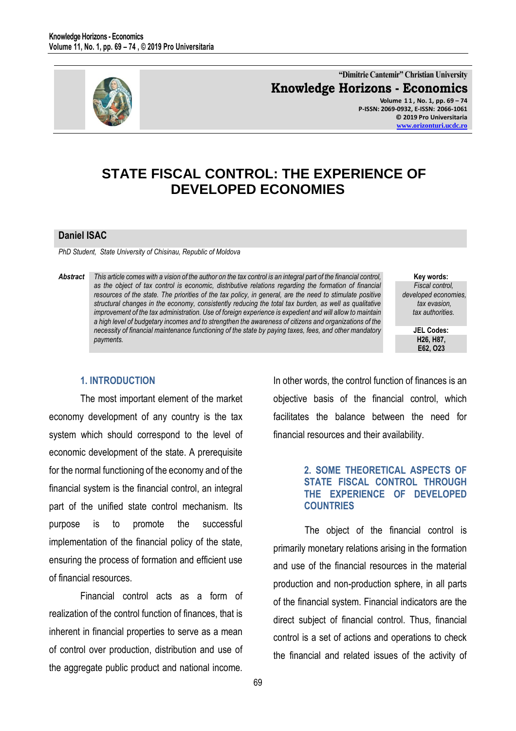# STATE FISCAL CONTROL: THE EXPERIENCE OF DEVELOPED ECONOMIES

**Daniel ISAC**

*PhD Student, State University of Chisinau, Republic of Moldova*

***Abstract*** *This article comes with a vision of the author on the tax control is an integral part of the financial control, as the object of tax control is economic, distributive relations regarding the formation of financial resources of the state. The priorities of the tax policy, in general, are the need to stimulate positive structural changes in the economy, consistently reducing the total tax burden, as well as qualitative improvement of the tax administration. Use of foreign experience is expedient and will allow to maintain a high level of budgetary incomes and to strengthen the awareness of citizens and organizations of the necessity of financial maintenance functioning of the state by paying taxes, fees, and other mandatory payments.*

**Key words:** *Fiscal control, developed economies, tax evasion, tax authorities.*

**JEL Codes:** **H26, H87, E62, O23**

## 1. INTRODUCTION

The most important element of the market economy development of any country is the tax system which should correspond to the level of economic development of the state. A prerequisite for the normal functioning of the economy and of the financial system is the financial control, an integral part of the unified state control mechanism. Its purpose is to promote the successful implementation of the financial policy of the state, ensuring the process of formation and efficient use of financial resources.

Financial control acts as a form of realization of the control function of finances, that is inherent in financial properties to serve as a mean of control over production, distribution and use of the aggregate public product and national income. In other words, the control function of finances is an objective basis of the financial control, which facilitates the balance between the need for financial resources and their availability.

## 2. SOME THEORETICAL ASPECTS OF STATE FISCAL CONTROL THROUGH THE EXPERIENCE OF DEVELOPED COUNTRIES

The object of the financial control is primarily monetary relations arising in the formation and use of the financial resources in the material production and non-production sphere, in all parts of the financial system. Financial indicators are the direct subject of financial control. Thus, financial control is a set of actions and operations to check the financial and related issues of the activity of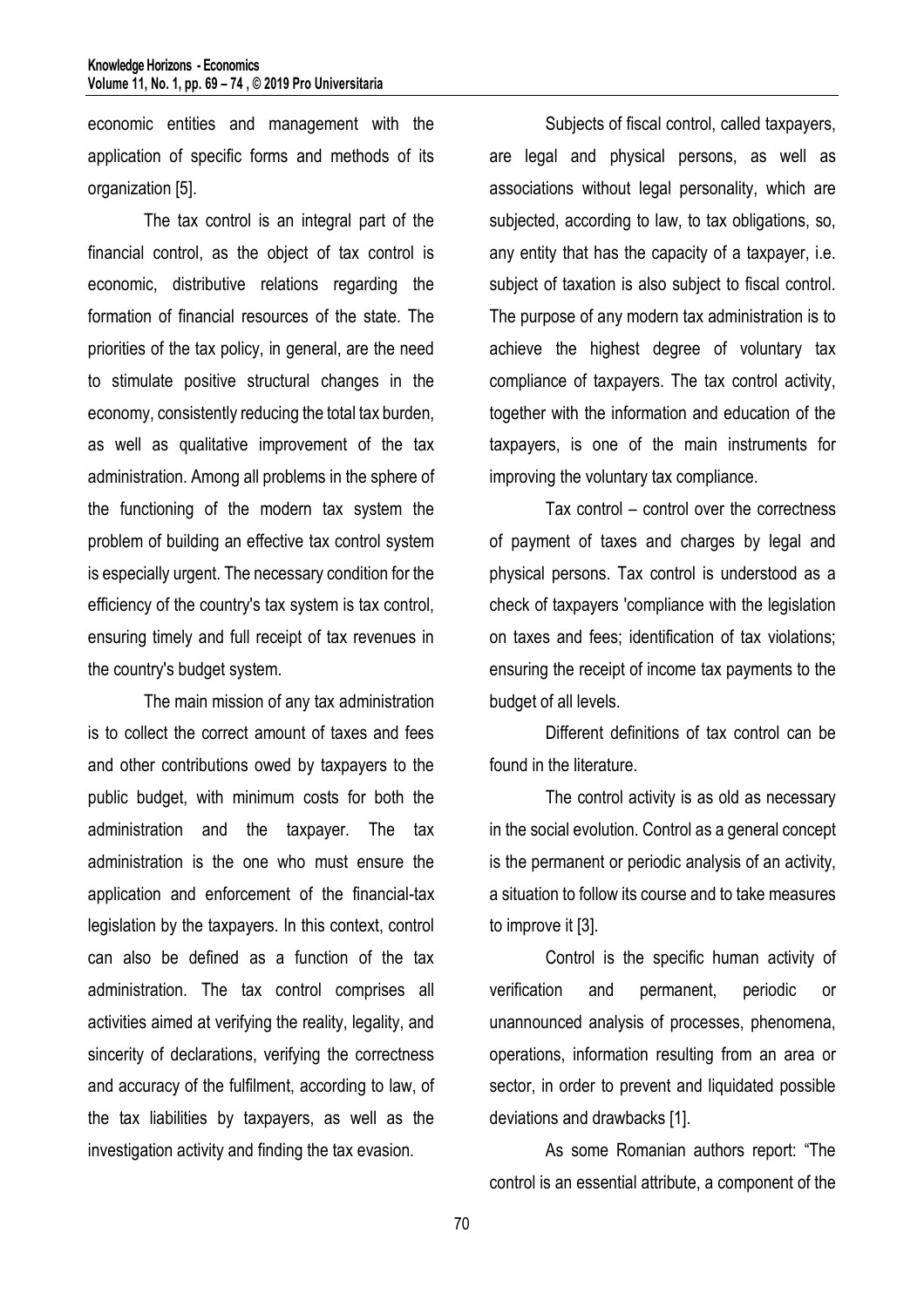economic entities and management with the application of specific forms and methods of its organization [5].

The tax control is an integral part of the financial control, as the object of tax control is economic, distributive relations regarding the formation of financial resources of the state. The priorities of the tax policy, in general, are the need to stimulate positive structural changes in the economy, consistently reducing the total tax burden, as well as qualitative improvement of the tax administration. Among all problems in the sphere of the functioning of the modern tax system the problem of building an effective tax control system is especially urgent. The necessary condition for the efficiency of the country's tax system is tax control, ensuring timely and full receipt of tax revenues in the country's budget system.

The main mission of any tax administration is to collect the correct amount of taxes and fees and other contributions owed by taxpayers to the public budget, with minimum costs for both the administration and the taxpayer. The tax administration is the one who must ensure the application and enforcement of the financial-tax legislation by the taxpayers. In this context, control can also be defined as a function of the tax administration. The tax control comprises all activities aimed at verifying the reality, legality, and sincerity of declarations, verifying the correctness and accuracy of the fulfilment, according to law, of the tax liabilities by taxpayers, as well as the investigation activity and finding the tax evasion.

Subjects of fiscal control, called taxpayers, are legal and physical persons, as well as associations without legal personality, which are subjected, according to law, to tax obligations, so, any entity that has the capacity of a taxpayer, i.e. subject of taxation is also subject to fiscal control. The purpose of any modern tax administration is to achieve the highest degree of voluntary tax compliance of taxpayers. The tax control activity, together with the information and education of the taxpayers, is one of the main instruments for improving the voluntary tax compliance.

Tax control – control over the correctness of payment of taxes and charges by legal and physical persons. Tax control is understood as a check of taxpayers 'compliance with the legislation on taxes and fees; identification of tax violations; ensuring the receipt of income tax payments to the budget of all levels.

Different definitions of tax control can be found in the literature.

The control activity is as old as necessary in the social evolution. Control as a general concept is the permanent or periodic analysis of an activity, a situation to follow its course and to take measures to improve it [3].

Control is the specific human activity of verification and permanent, periodic or unannounced analysis of processes, phenomena, operations, information resulting from an area or sector, in order to prevent and liquidated possible deviations and drawbacks [1].

As some Romanian authors report: "The control is an essential attribute, a component of the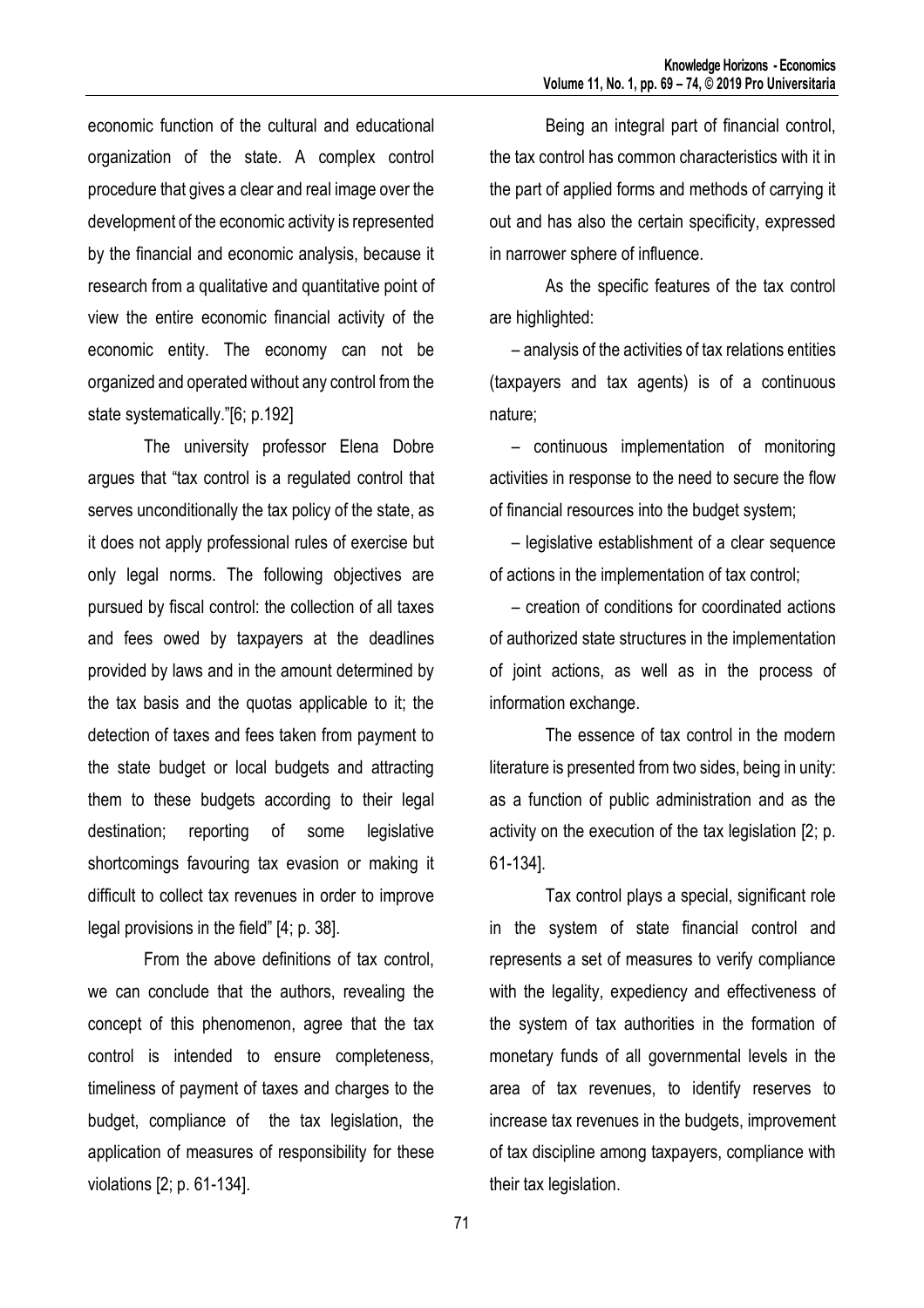economic function of the cultural and educational organization of the state. A complex control procedure that gives a clear and real image over the development of the economic activity is represented by the financial and economic analysis, because it research from a qualitative and quantitative point of view the entire economic financial activity of the economic entity. The economy can not be organized and operated without any control from the state systematically."[6; p.192]

The university professor Elena Dobre argues that "tax control is a regulated control that serves unconditionally the tax policy of the state, as it does not apply professional rules of exercise but only legal norms. The following objectives are pursued by fiscal control: the collection of all taxes and fees owed by taxpayers at the deadlines provided by laws and in the amount determined by the tax basis and the quotas applicable to it; the detection of taxes and fees taken from payment to the state budget or local budgets and attracting them to these budgets according to their legal destination; reporting of some legislative shortcomings favouring tax evasion or making it difficult to collect tax revenues in order to improve legal provisions in the field" [4; p. 38].

From the above definitions of tax control, we can conclude that the authors, revealing the concept of this phenomenon, agree that the tax control is intended to ensure completeness, timeliness of payment of taxes and charges to the budget, compliance of the tax legislation, the application of measures of responsibility for these violations [2; p. 61-134].

Being an integral part of financial control, the tax control has common characteristics with it in the part of applied forms and methods of carrying it out and has also the certain specificity, expressed in narrower sphere of influence.

As the specific features of the tax control are highlighted:

– analysis of the activities of tax relations entities (taxpayers and tax agents) is of a continuous nature;

– continuous implementation of monitoring activities in response to the need to secure the flow of financial resources into the budget system;

– legislative establishment of a clear sequence of actions in the implementation of tax control;

– creation of conditions for coordinated actions of authorized state structures in the implementation of joint actions, as well as in the process of information exchange.

The essence of tax control in the modern literature is presented from two sides, being in unity: as a function of public administration and as the activity on the execution of the tax legislation [2; p. 61-134].

Tax control plays a special, significant role in the system of state financial control and represents a set of measures to verify compliance with the legality, expediency and effectiveness of the system of tax authorities in the formation of monetary funds of all governmental levels in the area of tax revenues, to identify reserves to increase tax revenues in the budgets, improvement of tax discipline among taxpayers, compliance with their tax legislation.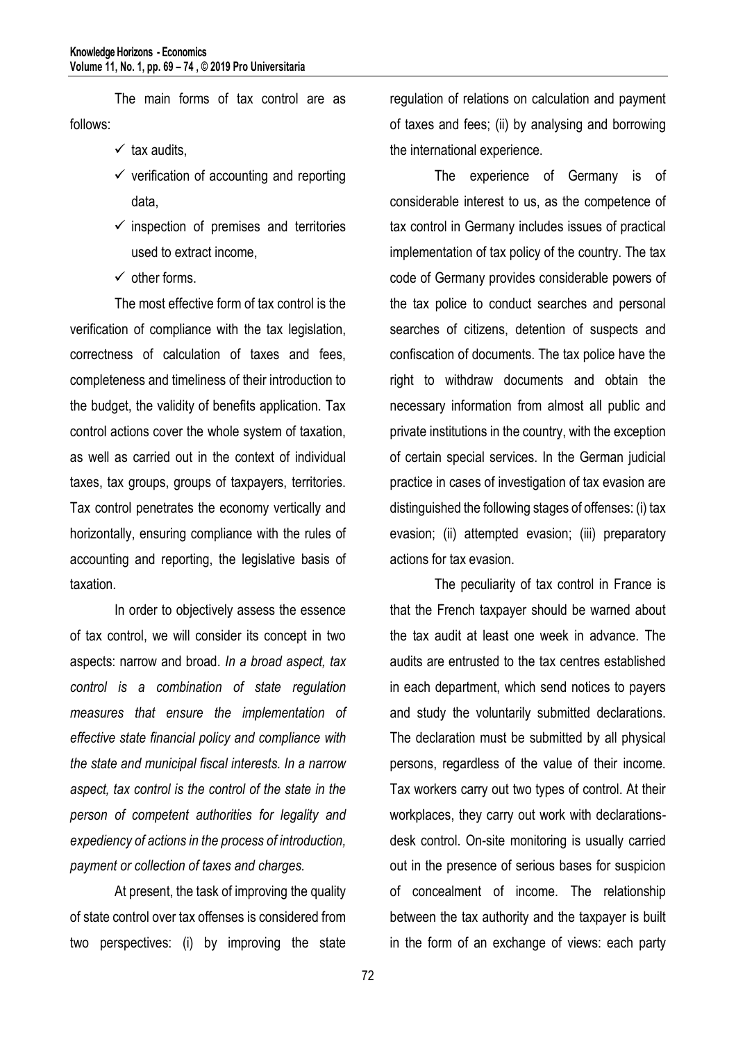The main forms of tax control are as follows:

- ✓ tax audits,
- ✓ verification of accounting and reporting data,
- ✓ inspection of premises and territories used to extract income,
- ✓ other forms.

The most effective form of tax control is the verification of compliance with the tax legislation, correctness of calculation of taxes and fees, completeness and timeliness of their introduction to the budget, the validity of benefits application. Tax control actions cover the whole system of taxation, as well as carried out in the context of individual taxes, tax groups, groups of taxpayers, territories. Tax control penetrates the economy vertically and horizontally, ensuring compliance with the rules of accounting and reporting, the legislative basis of taxation.

In order to objectively assess the essence of tax control, we will consider its concept in two aspects: narrow and broad. *In a broad aspect, tax control is a combination of state regulation measures that ensure the implementation of effective state financial policy and compliance with the state and municipal fiscal interests. In a narrow aspect, tax control is the control of the state in the person of competent authorities for legality and expediency of actions in the process of introduction, payment or collection of taxes and charges.*

At present, the task of improving the quality of state control over tax offenses is considered from two perspectives: (i) by improving the state regulation of relations on calculation and payment of taxes and fees; (ii) by analysing and borrowing the international experience.

The experience of Germany is of considerable interest to us, as the competence of tax control in Germany includes issues of practical implementation of tax policy of the country. The tax code of Germany provides considerable powers of the tax police to conduct searches and personal searches of citizens, detention of suspects and confiscation of documents. The tax police have the right to withdraw documents and obtain the necessary information from almost all public and private institutions in the country, with the exception of certain special services. In the German judicial practice in cases of investigation of tax evasion are distinguished the following stages of offenses: (i) tax evasion; (ii) attempted evasion; (iii) preparatory actions for tax evasion.

The peculiarity of tax control in France is that the French taxpayer should be warned about the tax audit at least one week in advance. The audits are entrusted to the tax centres established in each department, which send notices to payers and study the voluntarily submitted declarations. The declaration must be submitted by all physical persons, regardless of the value of their income. Tax workers carry out two types of control. At their workplaces, they carry out work with declarations-desk control. On-site monitoring is usually carried out in the presence of serious bases for suspicion of concealment of income. The relationship between the tax authority and the taxpayer is built in the form of an exchange of views: each party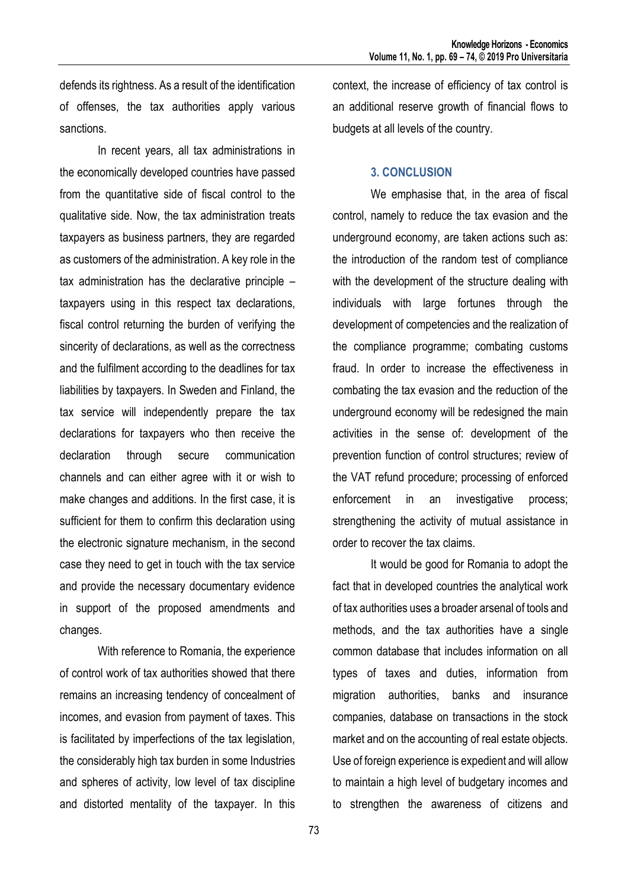defends its rightness. As a result of the identification of offenses, the tax authorities apply various sanctions.

In recent years, all tax administrations in the economically developed countries have passed from the quantitative side of fiscal control to the qualitative side. Now, the tax administration treats taxpayers as business partners, they are regarded as customers of the administration. A key role in the tax administration has the declarative principle – taxpayers using in this respect tax declarations, fiscal control returning the burden of verifying the sincerity of declarations, as well as the correctness and the fulfilment according to the deadlines for tax liabilities by taxpayers. In Sweden and Finland, the tax service will independently prepare the tax declarations for taxpayers who then receive the declaration through secure communication channels and can either agree with it or wish to make changes and additions. In the first case, it is sufficient for them to confirm this declaration using the electronic signature mechanism, in the second case they need to get in touch with the tax service and provide the necessary documentary evidence in support of the proposed amendments and changes.

With reference to Romania, the experience of control work of tax authorities showed that there remains an increasing tendency of concealment of incomes, and evasion from payment of taxes. This is facilitated by imperfections of the tax legislation, the considerably high tax burden in some Industries and spheres of activity, low level of tax discipline and distorted mentality of the taxpayer. In this context, the increase of efficiency of tax control is an additional reserve growth of financial flows to budgets at all levels of the country.

## 3. CONCLUSION

We emphasise that, in the area of fiscal control, namely to reduce the tax evasion and the underground economy, are taken actions such as: the introduction of the random test of compliance with the development of the structure dealing with individuals with large fortunes through the development of competencies and the realization of the compliance programme; combating customs fraud. In order to increase the effectiveness in combating the tax evasion and the reduction of the underground economy will be redesigned the main activities in the sense of: development of the prevention function of control structures; review of the VAT refund procedure; processing of enforced enforcement in an investigative process; strengthening the activity of mutual assistance in order to recover the tax claims.

It would be good for Romania to adopt the fact that in developed countries the analytical work of tax authorities uses a broader arsenal of tools and methods, and the tax authorities have a single common database that includes information on all types of taxes and duties, information from migration authorities, banks and insurance companies, database on transactions in the stock market and on the accounting of real estate objects. Use of foreign experience is expedient and will allow to maintain a high level of budgetary incomes and to strengthen the awareness of citizens and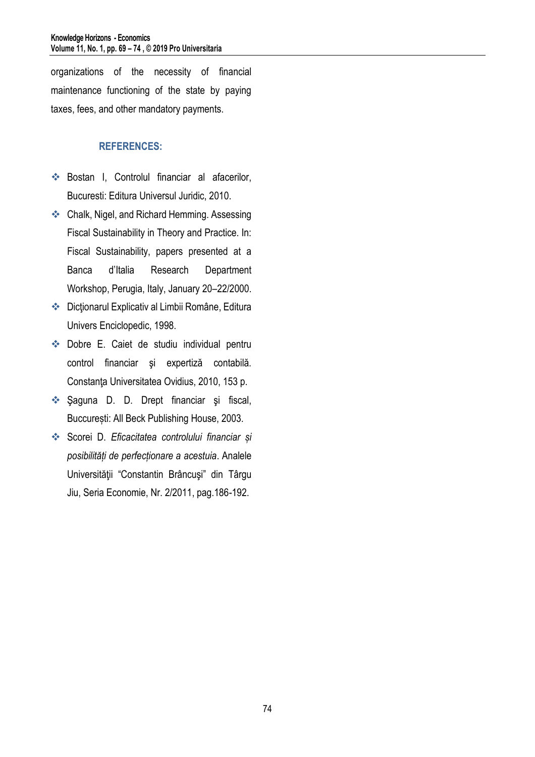organizations of the necessity of financial maintenance functioning of the state by paying taxes, fees, and other mandatory payments.

## REFERENCES:

- Bostan I, Controlul financiar al afacerilor, Bucuresti: Editura Universul Juridic, 2010.
- Chalk, Nigel, and Richard Hemming. Assessing Fiscal Sustainability in Theory and Practice. In: Fiscal Sustainability, papers presented at a Banca d'Italia Research Department Workshop, Perugia, Italy, January 20–22/2000.
- Dicţionarul Explicativ al Limbii Române, Editura Univers Enciclopedic, 1998.
- Dobre E. Caiet de studiu individual pentru control financiar şi expertiză contabilă. Constanţa Universitatea Ovidius, 2010, 153 p.
- Şaguna D. D. Drept financiar şi fiscal, Buccurești: All Beck Publishing House, 2003.
- Scorei D. *Eficacitatea controlului financiar și posibilități de perfecționare a acestuia*. Analele Universităţii "Constantin Brâncuşi" din Târgu Jiu, Seria Economie, Nr. 2/2011, pag.186-192.